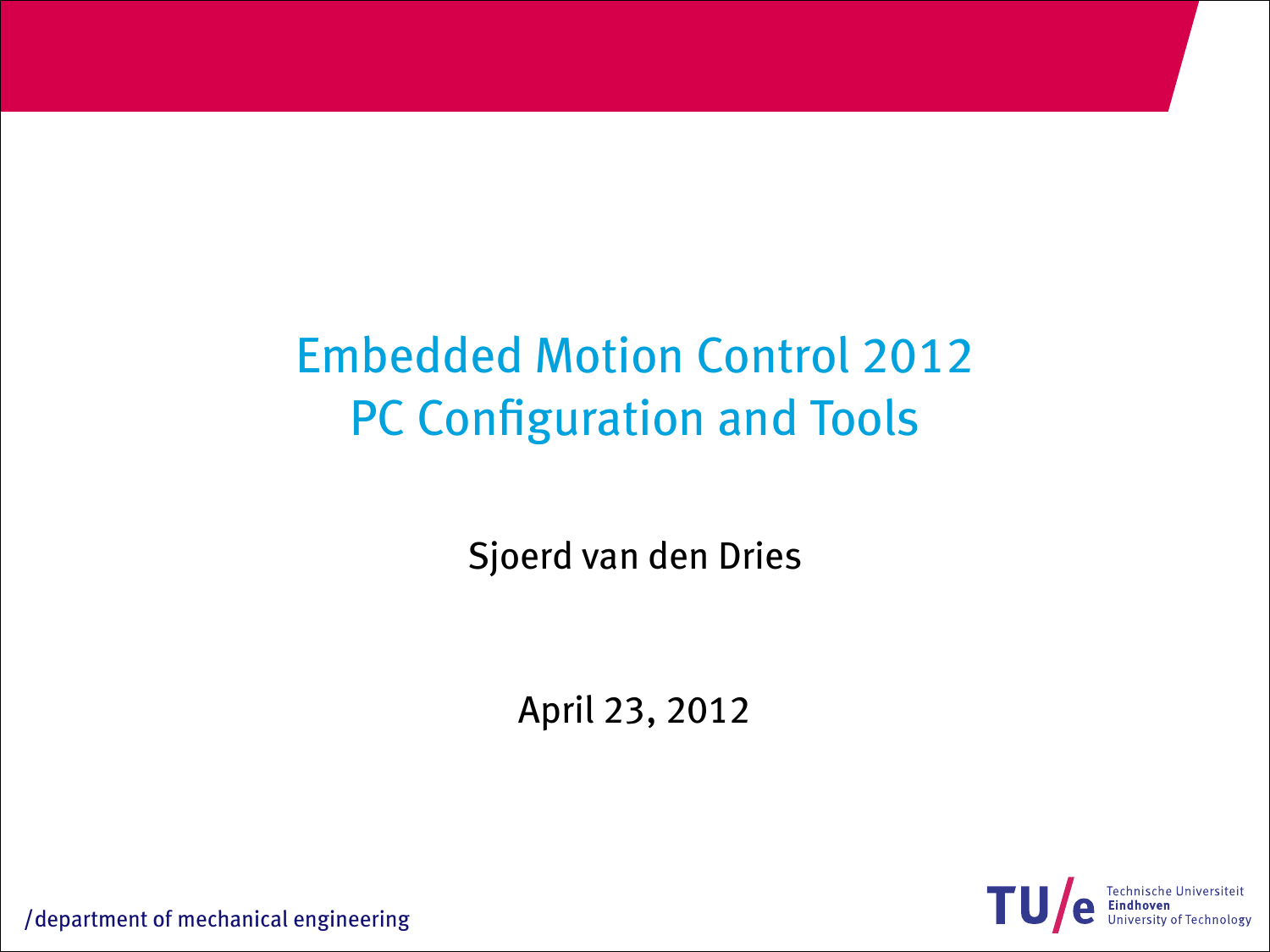# Embedded Motion Control 2012
# PC Configuration and Tools

Sjoerd van den Dries

April 23, 2012

/department of mechanical engineering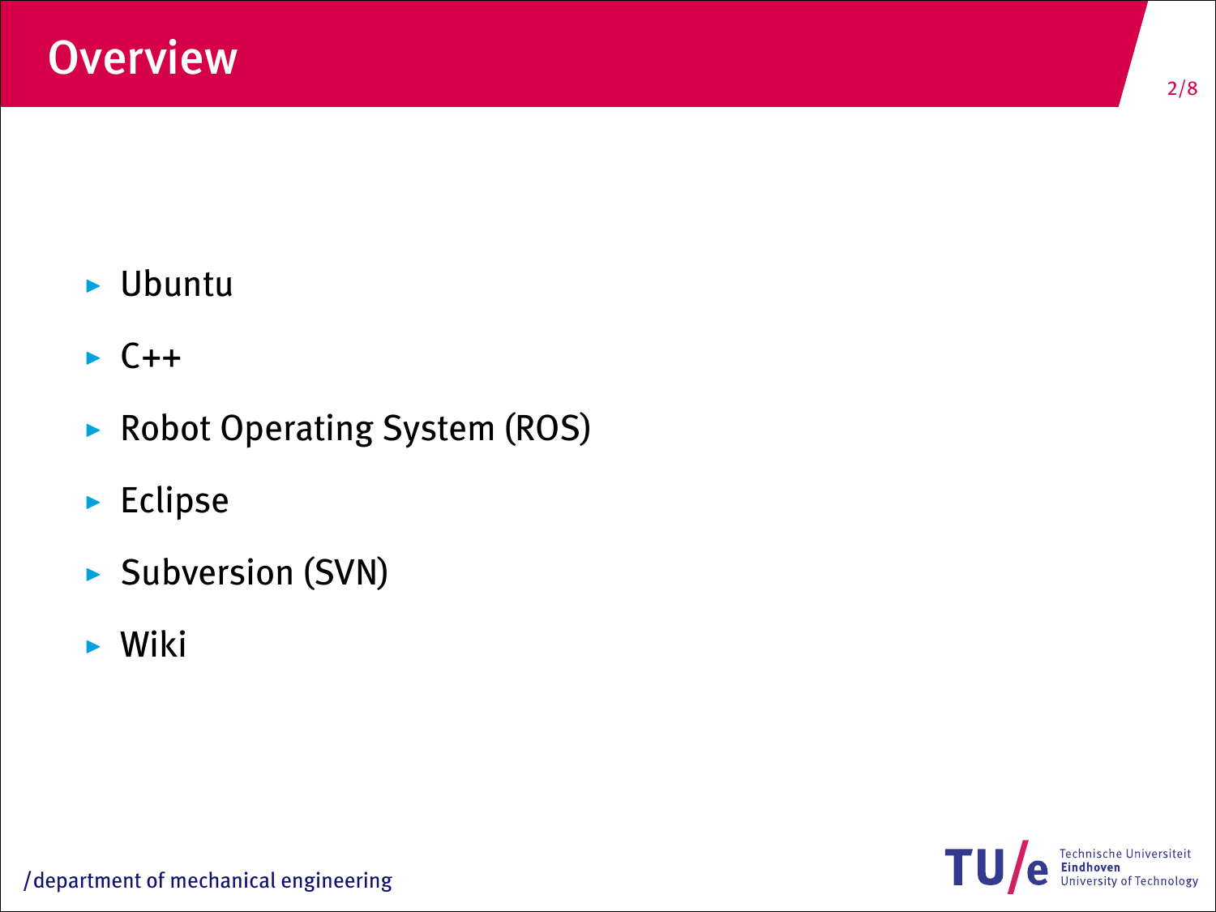# Overview

- Ubuntu
- C++
- Robot Operating System (ROS)
- Eclipse
- Subversion (SVN)
- Wiki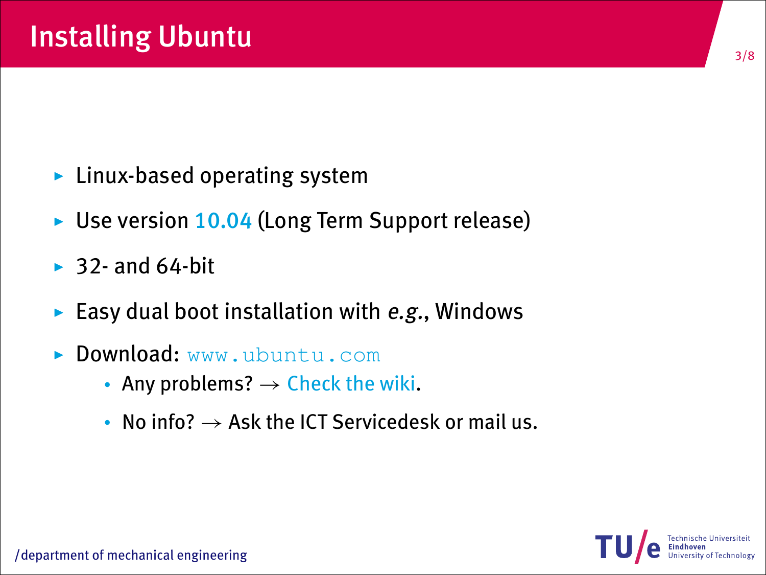# Installing Ubuntu

- Linux-based operating system
- Use version 10.04 (Long Term Support release)
- 32- and 64-bit
- Easy dual boot installation with *e.g.*, Windows
- Download: `www.ubuntu.com`
  - Any problems? → Check the wiki.
  - No info? → Ask the ICT Servicedesk or mail us.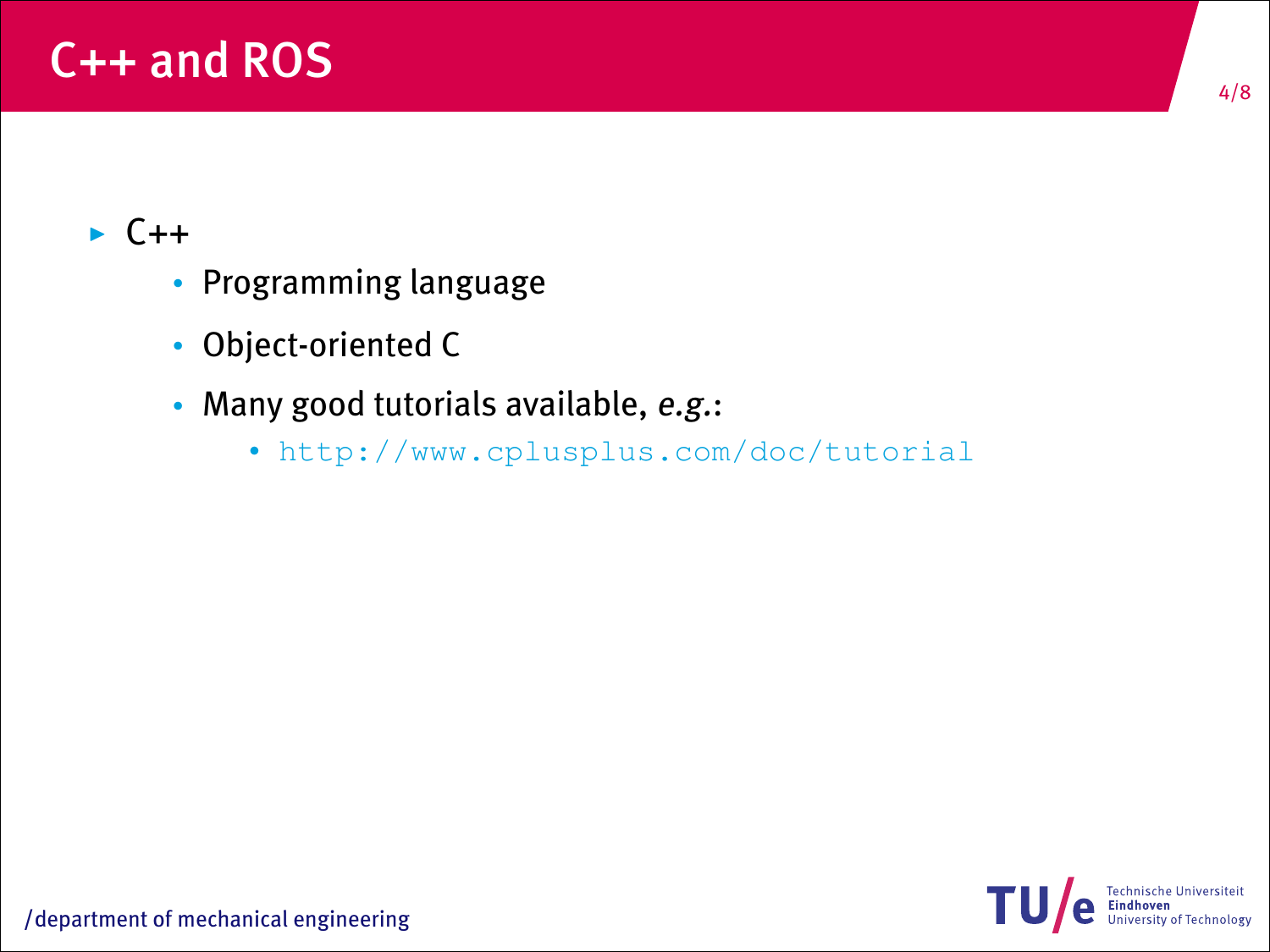# C++ and ROS

- C++
  - Programming language
  - Object-oriented C
  - Many good tutorials available, *e.g.*:
    - `http://www.cplusplus.com/doc/tutorial`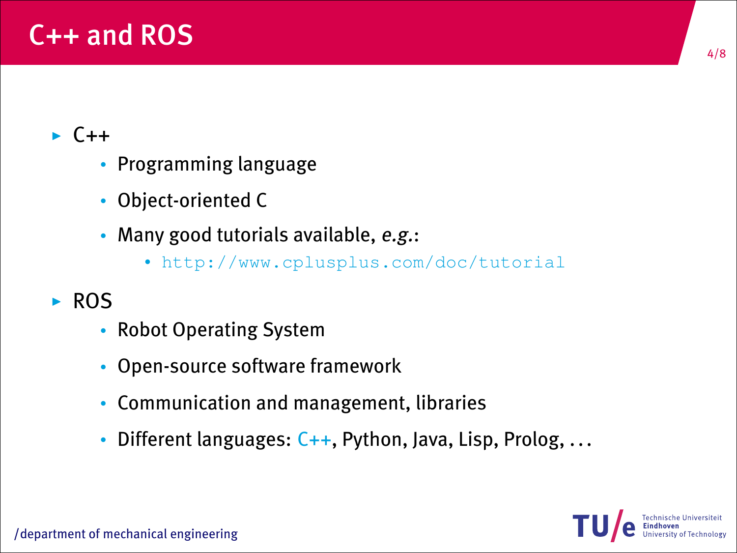# C++ and ROS

- C++
  - Programming language
  - Object-oriented C
  - Many good tutorials available, *e.g.*:
    - `http://www.cplusplus.com/doc/tutorial`
- ROS
  - Robot Operating System
  - Open-source software framework
  - Communication and management, libraries
  - Different languages: C++, Python, Java, Lisp, Prolog, ...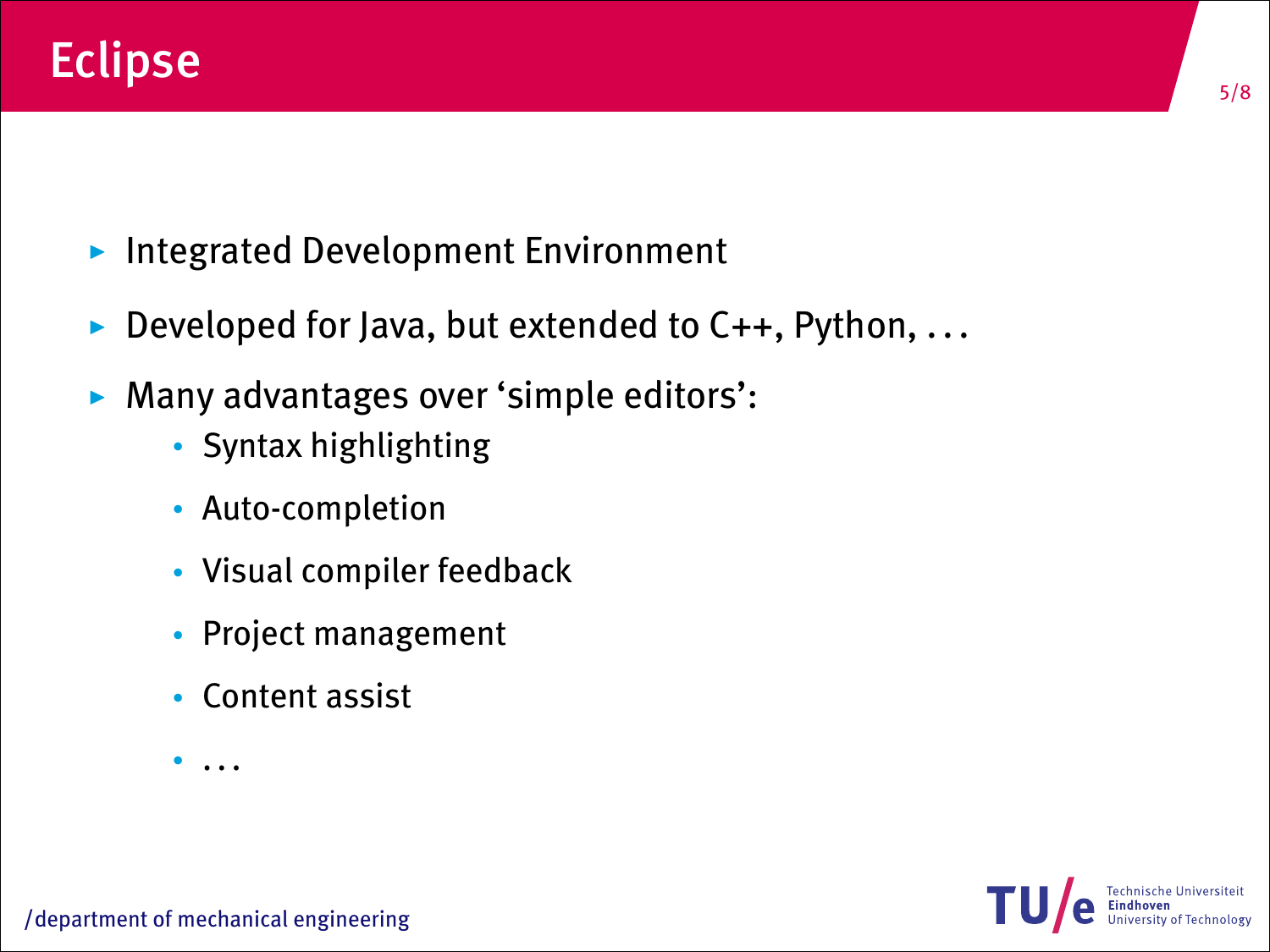# Eclipse

- Integrated Development Environment
- Developed for Java, but extended to C++, Python, ...
- Many advantages over 'simple editors':
  - Syntax highlighting
  - Auto-completion
  - Visual compiler feedback
  - Project management
  - Content assist
  - ...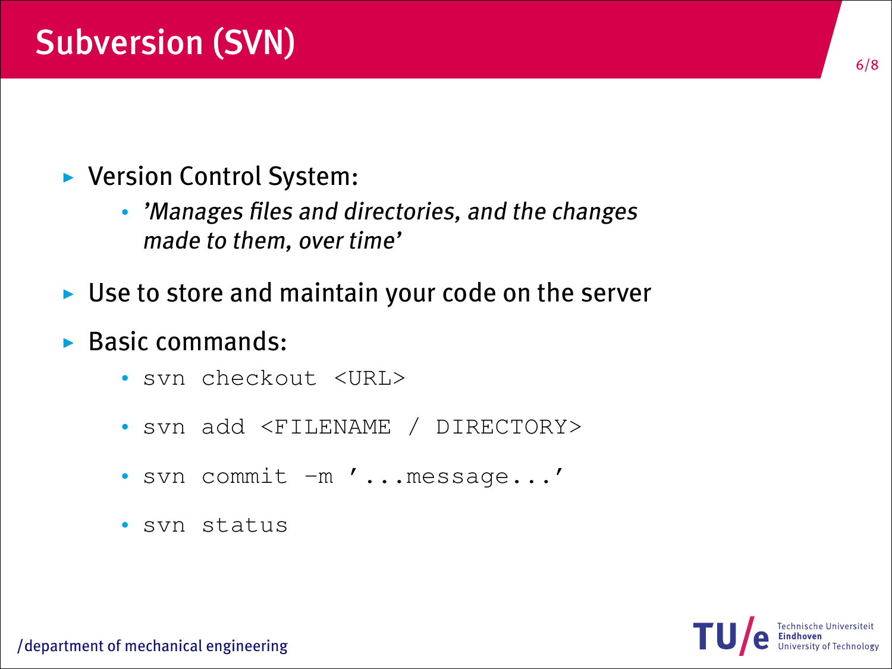# Subversion (SVN)

- Version Control System:
  - *'Manages files and directories, and the changes made to them, over time'*
- Use to store and maintain your code on the server
- Basic commands:
  - `svn checkout <URL>`
  - `svn add <FILENAME / DIRECTORY>`
  - `svn commit -m '...message...'`
  - `svn status`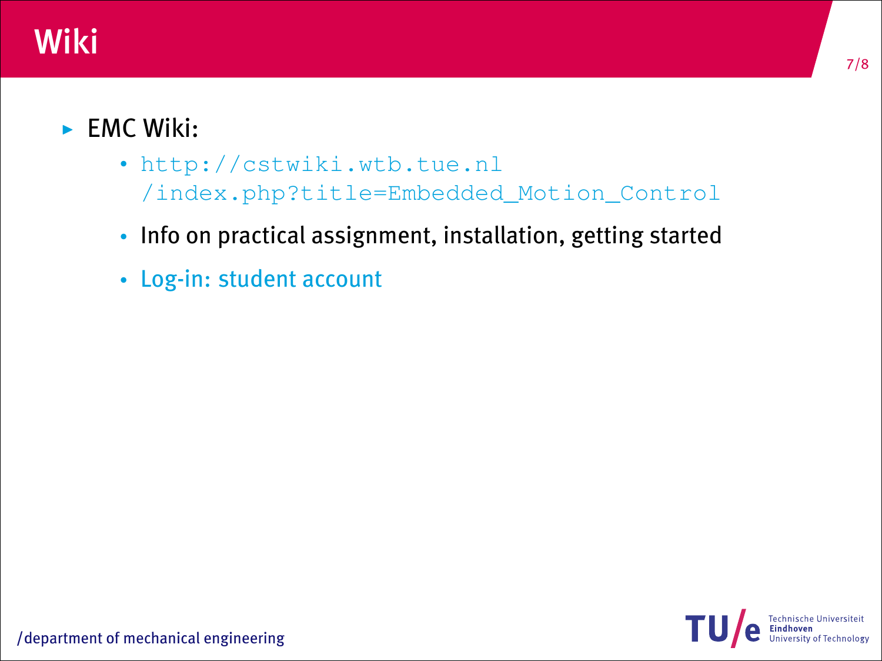# Wiki

- EMC Wiki:
  - http://cstwiki.wtb.tue.nl/index.php?title=Embedded_Motion_Control
  - Info on practical assignment, installation, getting started
  - Log-in: student account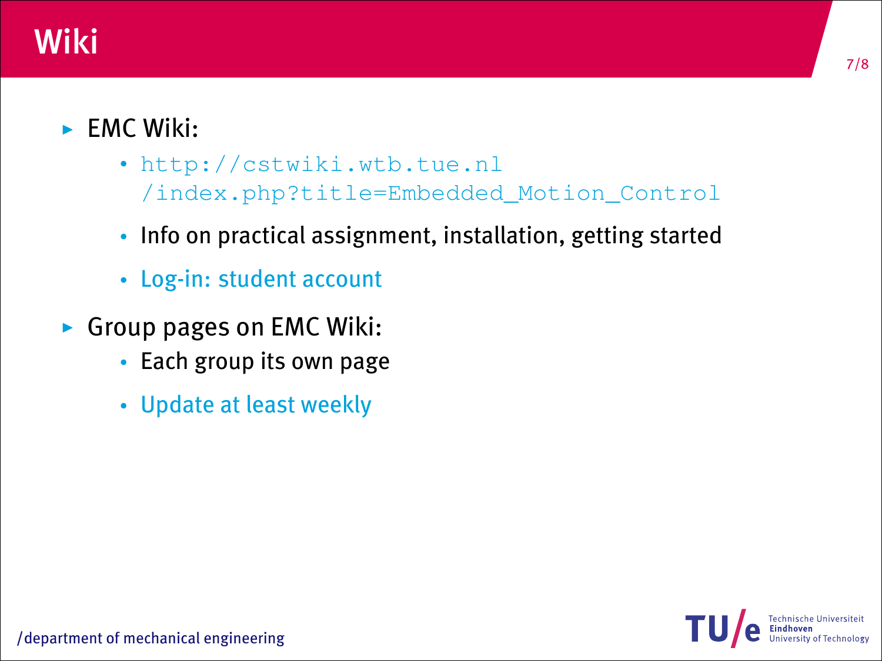# Wiki

- EMC Wiki:
  - http://cstwiki.wtb.tue.nl/index.php?title=Embedded_Motion_Control
  - Info on practical assignment, installation, getting started
  - Log-in: student account
- Group pages on EMC Wiki:
  - Each group its own page
  - Update at least weekly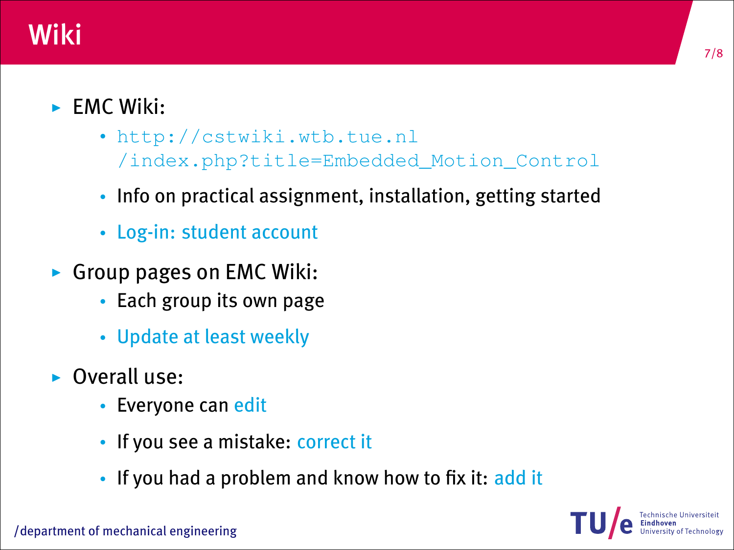# Wiki

- EMC Wiki:
  - http://cstwiki.wtb.tue.nl /index.php?title=Embedded_Motion_Control
  - Info on practical assignment, installation, getting started
  - Log-in: student account
- Group pages on EMC Wiki:
  - Each group its own page
  - Update at least weekly
- Overall use:
  - Everyone can edit
  - If you see a mistake: correct it
  - If you had a problem and know how to fix it: add it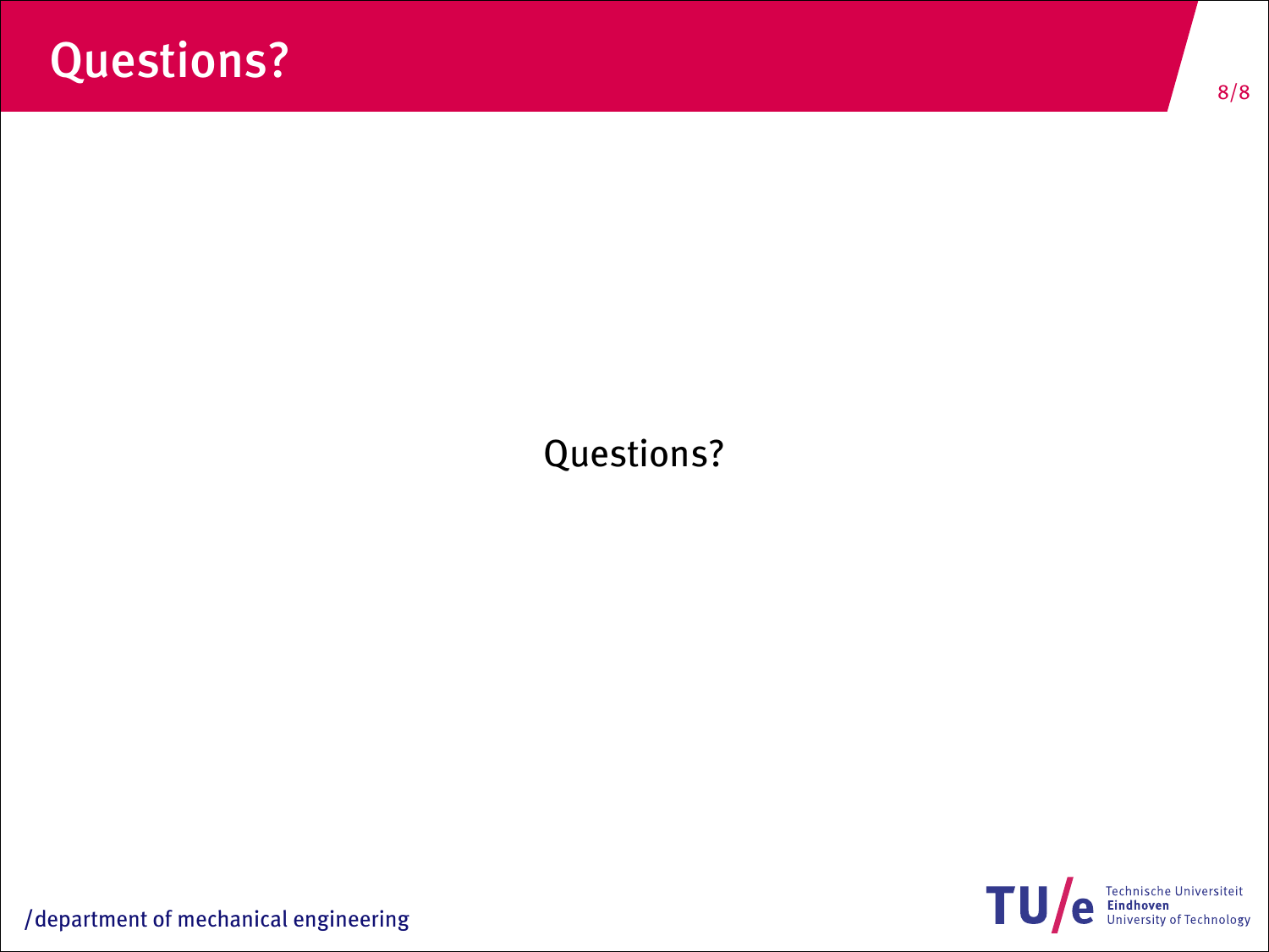# Questions?

Questions?